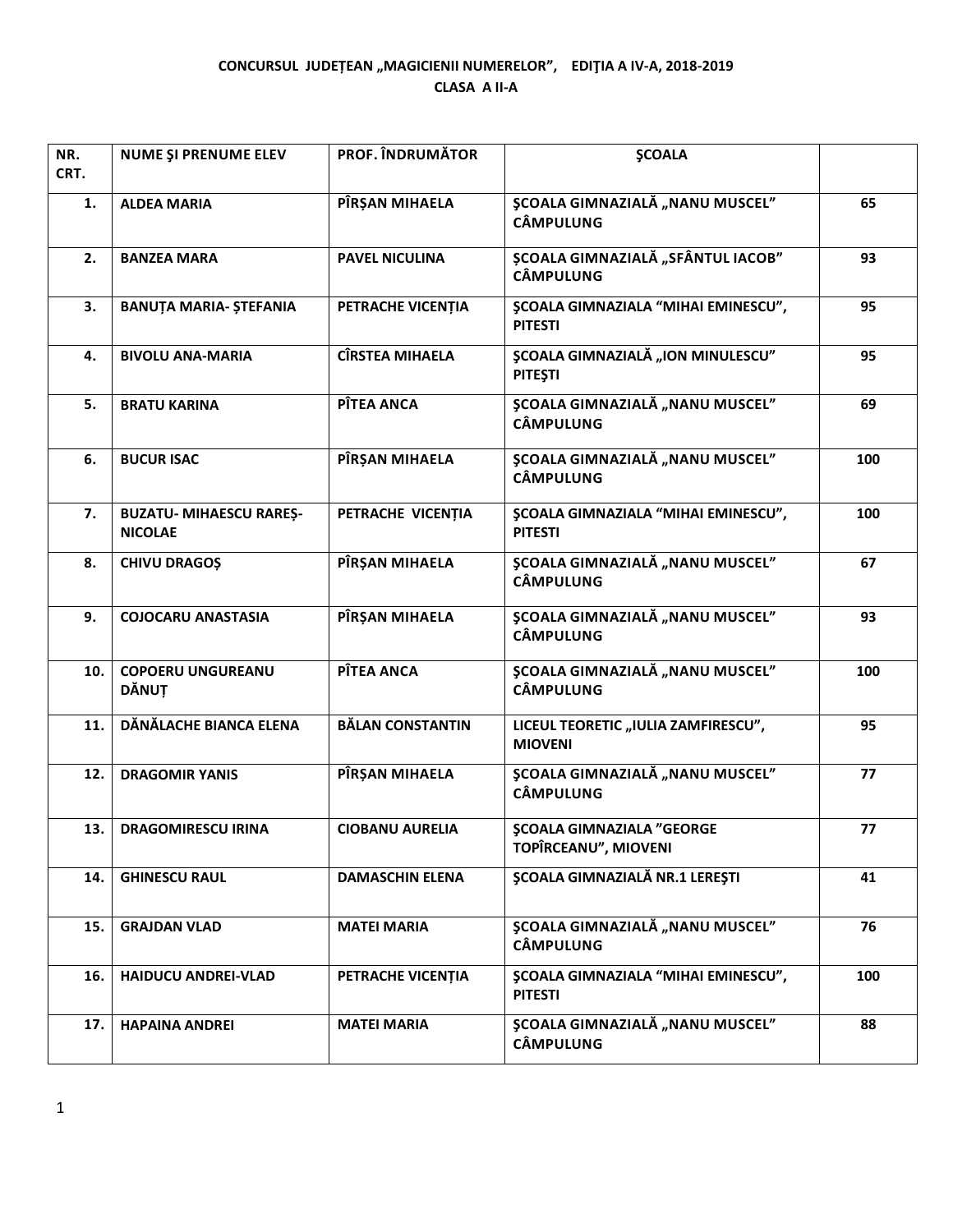# CONCURSUL JUDEȚEAN „MAGICIENII NUMERELOR”, EDIŢIA A IV-A, 2018-2019

## CLASA A II-A

| NR. CRT. | NUME ŞI PRENUME ELEV | PROF. ÎNDRUMĂTOR | ŞCOALA | |
|---|---|---|---|---|
| 1. | ALDEA MARIA | PÎRȘAN MIHAELA | ŞCOALA GIMNAZIALĂ „NANU MUSCEL” CÂMPULUNG | 65 |
| 2. | BANZEA MARA | PAVEL NICULINA | ŞCOALA GIMNAZIALĂ „SFÂNTUL IACOB” CÂMPULUNG | 93 |
| 3. | BANUȚA MARIA- ȘTEFANIA | PETRACHE VICENȚIA | ŞCOALA GIMNAZIALA “MIHAI EMINESCU”, PITESTI | 95 |
| 4. | BIVOLU ANA-MARIA | CÎRSTEA MIHAELA | ŞCOALA GIMNAZIALĂ „ION MINULESCU” PITEŞTI | 95 |
| 5. | BRATU KARINA | PÎTEA ANCA | ŞCOALA GIMNAZIALĂ „NANU MUSCEL” CÂMPULUNG | 69 |
| 6. | BUCUR ISAC | PÎRȘAN MIHAELA | ŞCOALA GIMNAZIALĂ „NANU MUSCEL” CÂMPULUNG | 100 |
| 7. | BUZATU- MIHAESCU RAREȘ-NICOLAE | PETRACHE VICENȚIA | ŞCOALA GIMNAZIALA “MIHAI EMINESCU”, PITESTI | 100 |
| 8. | CHIVU DRAGOȘ | PÎRȘAN MIHAELA | ŞCOALA GIMNAZIALĂ „NANU MUSCEL” CÂMPULUNG | 67 |
| 9. | COJOCARU ANASTASIA | PÎRȘAN MIHAELA | ŞCOALA GIMNAZIALĂ „NANU MUSCEL” CÂMPULUNG | 93 |
| 10. | COPOERU UNGUREANU DĂNUȚ | PÎTEA ANCA | ŞCOALA GIMNAZIALĂ „NANU MUSCEL” CÂMPULUNG | 100 |
| 11. | DĂNĂLACHE BIANCA ELENA | BĂLAN CONSTANTIN | LICEUL TEORETIC „IULIA ZAMFIRESCU”, MIOVENI | 95 |
| 12. | DRAGOMIR YANIS | PÎRȘAN MIHAELA | ŞCOALA GIMNAZIALĂ „NANU MUSCEL” CÂMPULUNG | 77 |
| 13. | DRAGOMIRESCU IRINA | CIOBANU AURELIA | ŞCOALA GIMNAZIALA ”GEORGE TOPÎRCEANU”, MIOVENI | 77 |
| 14. | GHINESCU RAUL | DAMASCHIN ELENA | ŞCOALA GIMNAZIALĂ NR.1 LEREŞTI | 41 |
| 15. | GRAJDAN VLAD | MATEI MARIA | ŞCOALA GIMNAZIALĂ „NANU MUSCEL” CÂMPULUNG | 76 |
| 16. | HAIDUCU ANDREI-VLAD | PETRACHE VICENȚIA | ŞCOALA GIMNAZIALA “MIHAI EMINESCU”, PITESTI | 100 |
| 17. | HAPAINA ANDREI | MATEI MARIA | ŞCOALA GIMNAZIALĂ „NANU MUSCEL” CÂMPULUNG | 88 |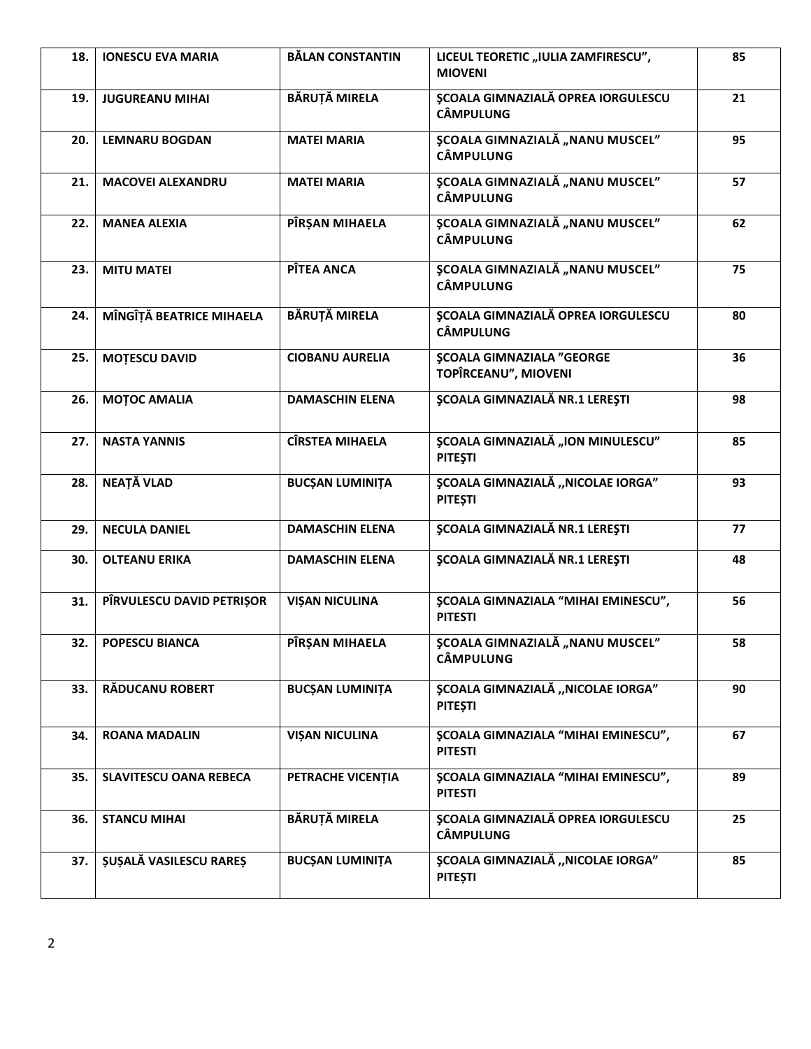| 18. | IONESCU EVA MARIA | BĂLAN CONSTANTIN | LICEUL TEORETIC „IULIA ZAMFIRESCU", MIOVENI | 85 |
|---|---|---|---|---|
| 19. | JUGUREANU MIHAI | BĂRUȚĂ MIRELA | ŞCOALA GIMNAZIALĂ OPREA IORGULESCU CÂMPULUNG | 21 |
| 20. | LEMNARU BOGDAN | MATEI MARIA | ŞCOALA GIMNAZIALĂ „NANU MUSCEL" CÂMPULUNG | 95 |
| 21. | MACOVEI ALEXANDRU | MATEI MARIA | ŞCOALA GIMNAZIALĂ „NANU MUSCEL" CÂMPULUNG | 57 |
| 22. | MANEA ALEXIA | PÎRȘAN MIHAELA | ŞCOALA GIMNAZIALĂ „NANU MUSCEL" CÂMPULUNG | 62 |
| 23. | MITU MATEI | PÎTEA ANCA | ŞCOALA GIMNAZIALĂ „NANU MUSCEL" CÂMPULUNG | 75 |
| 24. | MÎNGÎȚĂ BEATRICE MIHAELA | BĂRUȚĂ MIRELA | ŞCOALA GIMNAZIALĂ OPREA IORGULESCU CÂMPULUNG | 80 |
| 25. | MOȚESCU DAVID | CIOBANU AURELIA | ŞCOALA GIMNAZIALA "GEORGE TOPÎRCEANU", MIOVENI | 36 |
| 26. | MOȚOC AMALIA | DAMASCHIN ELENA | ŞCOALA GIMNAZIALĂ NR.1 LEREŞTI | 98 |
| 27. | NASTA YANNIS | CÎRSTEA MIHAELA | ŞCOALA GIMNAZIALĂ „ION MINULESCU" PITEŞTI | 85 |
| 28. | NEAȚĂ VLAD | BUCȘAN LUMINIȚA | ŞCOALA GIMNAZIALĂ ,,NICOLAE IORGA" PITEȘTI | 93 |
| 29. | NECULA DANIEL | DAMASCHIN ELENA | ŞCOALA GIMNAZIALĂ NR.1 LEREŞTI | 77 |
| 30. | OLTEANU ERIKA | DAMASCHIN ELENA | ŞCOALA GIMNAZIALĂ NR.1 LEREŞTI | 48 |
| 31. | PÎRVULESCU DAVID PETRIȘOR | VIȘAN NICULINA | ŞCOALA GIMNAZIALA "MIHAI EMINESCU", PITESTI | 56 |
| 32. | POPESCU BIANCA | PÎRȘAN MIHAELA | ŞCOALA GIMNAZIALĂ „NANU MUSCEL" CÂMPULUNG | 58 |
| 33. | RĂDUCANU ROBERT | BUCȘAN LUMINIȚA | ŞCOALA GIMNAZIALĂ ,,NICOLAE IORGA" PITEȘTI | 90 |
| 34. | ROANA MADALIN | VIȘAN NICULINA | ŞCOALA GIMNAZIALA "MIHAI EMINESCU", PITESTI | 67 |
| 35. | SLAVITESCU OANA REBECA | PETRACHE VICENȚIA | ŞCOALA GIMNAZIALA "MIHAI EMINESCU", PITESTI | 89 |
| 36. | STANCU MIHAI | BĂRUȚĂ MIRELA | ŞCOALA GIMNAZIALĂ OPREA IORGULESCU CÂMPULUNG | 25 |
| 37. | ȘUȘALĂ VASILESCU RAREȘ | BUCȘAN LUMINIȚA | ŞCOALA GIMNAZIALĂ ,,NICOLAE IORGA" PITEȘTI | 85 |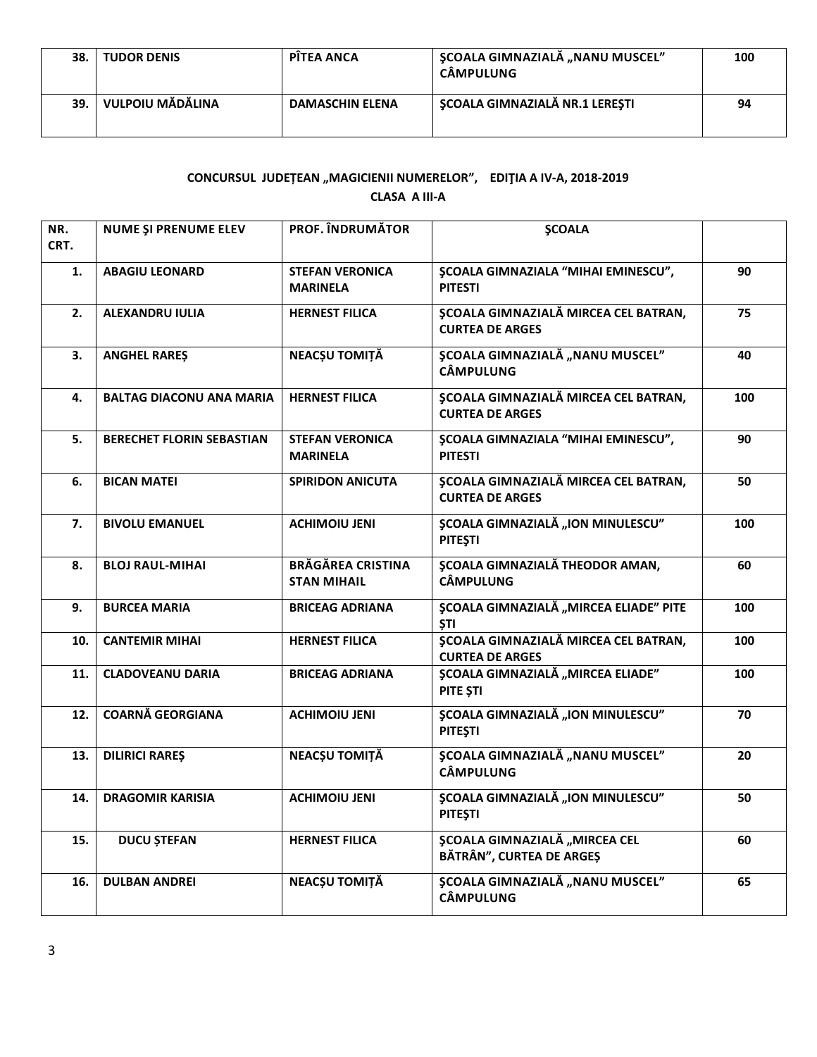| 38. | TUDOR DENIS | PÎTEA ANCA | ŞCOALA GIMNAZIALĂ „NANU MUSCEL" CÂMPULUNG | 100 |
|---|---|---|---|---|
| 39. | VULPOIU MĂDĂLINA | DAMASCHIN ELENA | ŞCOALA GIMNAZIALĂ NR.1 LEREŞTI | 94 |

**CONCURSUL JUDEȚEAN „MAGICIENII NUMERELOR", EDIŢIA A IV-A, 2018-2019**

**CLASA A III-A**

| NR. CRT. | NUME ŞI PRENUME ELEV | PROF. ÎNDRUMĂTOR | ŞCOALA | |
|---|---|---|---|---|
| 1. | ABAGIU LEONARD | STEFAN VERONICA MARINELA | ŞCOALA GIMNAZIALA "MIHAI EMINESCU", PITESTI | 90 |
| 2. | ALEXANDRU IULIA | HERNEST FILICA | ŞCOALA GIMNAZIALĂ MIRCEA CEL BATRAN, CURTEA DE ARGES | 75 |
| 3. | ANGHEL RAREȘ | NEACȘU TOMIȚĂ | ŞCOALA GIMNAZIALĂ „NANU MUSCEL" CÂMPULUNG | 40 |
| 4. | BALTAG DIACONU ANA MARIA | HERNEST FILICA | ŞCOALA GIMNAZIALĂ MIRCEA CEL BATRAN, CURTEA DE ARGES | 100 |
| 5. | BERECHET FLORIN SEBASTIAN | STEFAN VERONICA MARINELA | ŞCOALA GIMNAZIALA "MIHAI EMINESCU", PITESTI | 90 |
| 6. | BICAN MATEI | SPIRIDON ANICUTA | ŞCOALA GIMNAZIALĂ MIRCEA CEL BATRAN, CURTEA DE ARGES | 50 |
| 7. | BIVOLU EMANUEL | ACHIMOIU JENI | ŞCOALA GIMNAZIALĂ „ION MINULESCU" PITEŞTI | 100 |
| 8. | BLOJ RAUL-MIHAI | BRĂGĂREA CRISTINA STAN MIHAIL | ŞCOALA GIMNAZIALĂ THEODOR AMAN, CÂMPULUNG | 60 |
| 9. | BURCEA MARIA | BRICEAG ADRIANA | ŞCOALA GIMNAZIALĂ „MIRCEA ELIADE" PITE ȘTI | 100 |
| 10. | CANTEMIR MIHAI | HERNEST FILICA | ŞCOALA GIMNAZIALĂ MIRCEA CEL BATRAN, CURTEA DE ARGES | 100 |
| 11. | CLADOVEANU DARIA | BRICEAG ADRIANA | ŞCOALA GIMNAZIALĂ „MIRCEA ELIADE" PITE ȘTI | 100 |
| 12. | COARNĂ GEORGIANA | ACHIMOIU JENI | ŞCOALA GIMNAZIALĂ „ION MINULESCU" PITEŞTI | 70 |
| 13. | DILIRICI RAREȘ | NEACȘU TOMIȚĂ | ŞCOALA GIMNAZIALĂ „NANU MUSCEL" CÂMPULUNG | 20 |
| 14. | DRAGOMIR KARISIA | ACHIMOIU JENI | ŞCOALA GIMNAZIALĂ „ION MINULESCU" PITEŞTI | 50 |
| 15. | DUCU ȘTEFAN | HERNEST FILICA | ŞCOALA GIMNAZIALĂ „MIRCEA CEL BĂTRÂN", CURTEA DE ARGEȘ | 60 |
| 16. | DULBAN ANDREI | NEACȘU TOMIȚĂ | ŞCOALA GIMNAZIALĂ „NANU MUSCEL" CÂMPULUNG | 65 |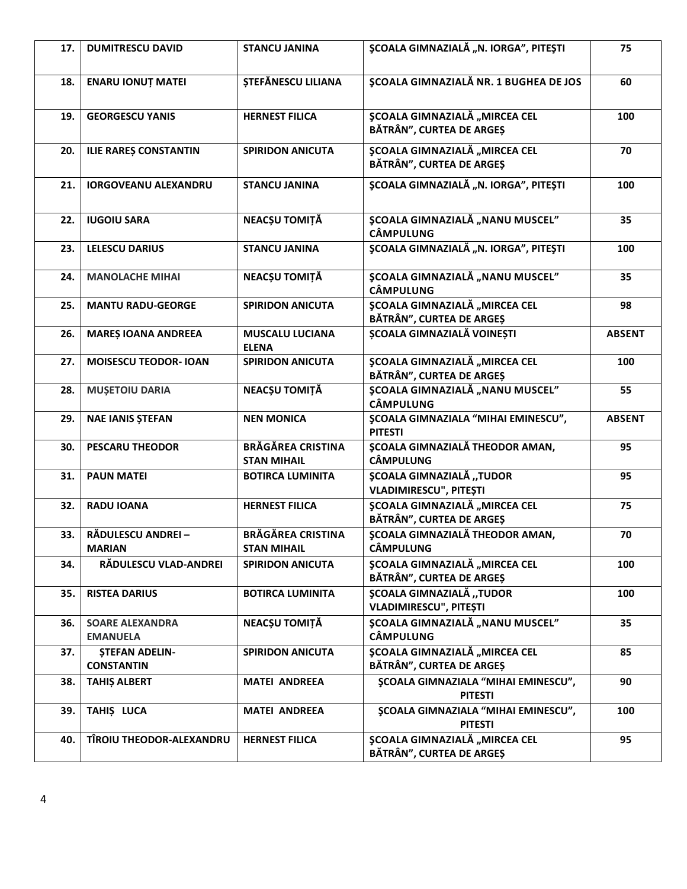| 17. | DUMITRESCU DAVID | STANCU JANINA | ŞCOALA GIMNAZIALĂ „N. IORGA", PITEŞTI | 75 |
|---|---|---|---|---|
| 18. | ENARU IONUȚ MATEI | ȘTEFĂNESCU LILIANA | ŞCOALA GIMNAZIALĂ NR. 1 BUGHEA DE JOS | 60 |
| 19. | GEORGESCU YANIS | HERNEST FILICA | ŞCOALA GIMNAZIALĂ „MIRCEA CEL BĂTRÂN", CURTEA DE ARGEȘ | 100 |
| 20. | ILIE RAREȘ CONSTANTIN | SPIRIDON ANICUTA | ŞCOALA GIMNAZIALĂ „MIRCEA CEL BĂTRÂN", CURTEA DE ARGEȘ | 70 |
| 21. | IORGOVEANU ALEXANDRU | STANCU JANINA | ŞCOALA GIMNAZIALĂ „N. IORGA", PITEŞTI | 100 |
| 22. | IUGOIU SARA | NEACȘU TOMIȚĂ | ŞCOALA GIMNAZIALĂ „NANU MUSCEL" CÂMPULUNG | 35 |
| 23. | LELESCU DARIUS | STANCU JANINA | ŞCOALA GIMNAZIALĂ „N. IORGA", PITEŞTI | 100 |
| 24. | MANOLACHE MIHAI | NEACȘU TOMIȚĂ | ŞCOALA GIMNAZIALĂ „NANU MUSCEL" CÂMPULUNG | 35 |
| 25. | MANTU RADU-GEORGE | SPIRIDON ANICUTA | ŞCOALA GIMNAZIALĂ „MIRCEA CEL BĂTRÂN", CURTEA DE ARGEȘ | 98 |
| 26. | MAREȘ IOANA ANDREEA | MUSCALU LUCIANA ELENA | ŞCOALA GIMNAZIALĂ VOINEȘTI | ABSENT |
| 27. | MOISESCU TEODOR- IOAN | SPIRIDON ANICUTA | ŞCOALA GIMNAZIALĂ „MIRCEA CEL BĂTRÂN", CURTEA DE ARGEȘ | 100 |
| 28. | MUȘETOIU DARIA | NEACȘU TOMIȚĂ | ŞCOALA GIMNAZIALĂ „NANU MUSCEL" CÂMPULUNG | 55 |
| 29. | NAE IANIS ȘTEFAN | NEN MONICA | ŞCOALA GIMNAZIALA "MIHAI EMINESCU", PITESTI | ABSENT |
| 30. | PESCARU THEODOR | BRĂGĂREA CRISTINA STAN MIHAIL | ŞCOALA GIMNAZIALĂ THEODOR AMAN, CÂMPULUNG | 95 |
| 31. | PAUN MATEI | BOTIRCA LUMINITA | ŞCOALA GIMNAZIALĂ ,,TUDOR VLADIMIRESCU", PITEȘTI | 95 |
| 32. | RADU IOANA | HERNEST FILICA | ŞCOALA GIMNAZIALĂ „MIRCEA CEL BĂTRÂN", CURTEA DE ARGEȘ | 75 |
| 33. | RĂDULESCU ANDREI – MARIAN | BRĂGĂREA CRISTINA STAN MIHAIL | ŞCOALA GIMNAZIALĂ THEODOR AMAN, CÂMPULUNG | 70 |
| 34. | RĂDULESCU VLAD-ANDREI | SPIRIDON ANICUTA | ŞCOALA GIMNAZIALĂ „MIRCEA CEL BĂTRÂN", CURTEA DE ARGEȘ | 100 |
| 35. | RISTEA DARIUS | BOTIRCA LUMINITA | ŞCOALA GIMNAZIALĂ ,,TUDOR VLADIMIRESCU", PITEȘTI | 100 |
| 36. | SOARE ALEXANDRA EMANUELA | NEACȘU TOMIȚĂ | ŞCOALA GIMNAZIALĂ „NANU MUSCEL" CÂMPULUNG | 35 |
| 37. | ȘTEFAN ADELIN-CONSTANTIN | SPIRIDON ANICUTA | ŞCOALA GIMNAZIALĂ „MIRCEA CEL BĂTRÂN", CURTEA DE ARGEȘ | 85 |
| 38. | TAHIȘ ALBERT | MATEI ANDREEA | ŞCOALA GIMNAZIALA "MIHAI EMINESCU", PITESTI | 90 |
| 39. | TAHIȘ LUCA | MATEI ANDREEA | ŞCOALA GIMNAZIALA "MIHAI EMINESCU", PITESTI | 100 |
| 40. | TÎROIU THEODOR-ALEXANDRU | HERNEST FILICA | ŞCOALA GIMNAZIALĂ „MIRCEA CEL BĂTRÂN", CURTEA DE ARGEȘ | 95 |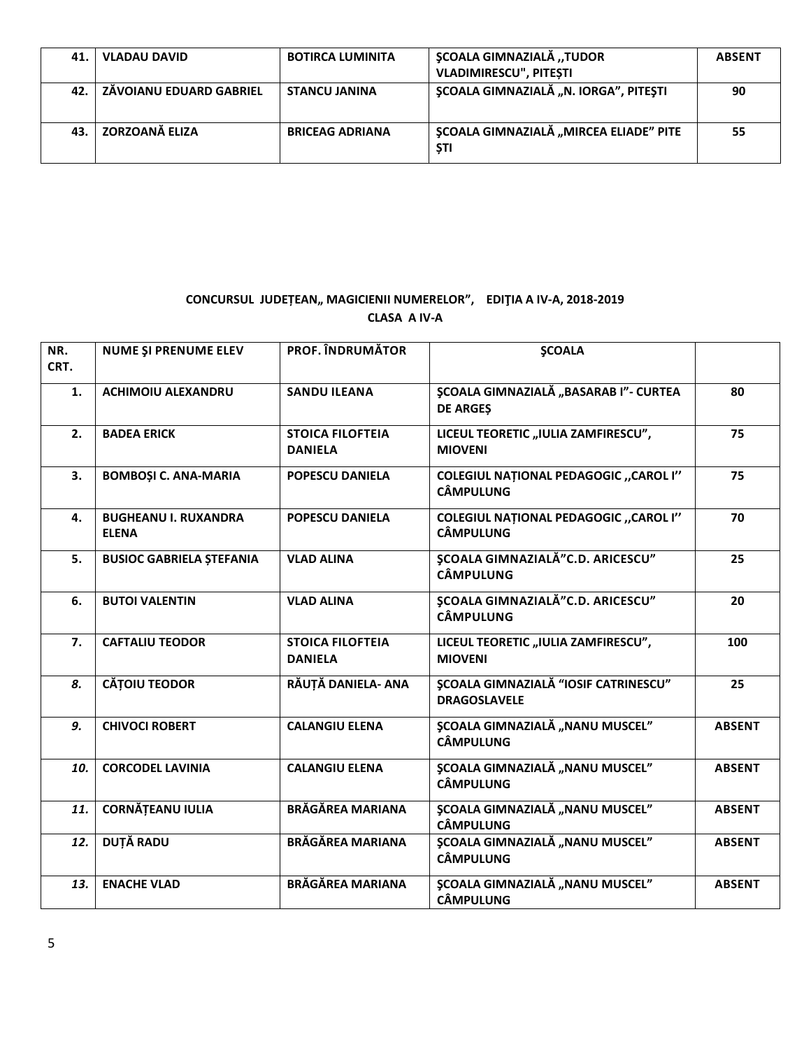| | | | | |
|---|---|---|---|---|
| 41. | VLADAU DAVID | BOTIRCA LUMINITA | ŞCOALA GIMNAZIALĂ ,,TUDOR VLADIMIRESCU", PITEȘTI | ABSENT |
| 42. | ZĂVOIANU EDUARD GABRIEL | STANCU JANINA | ŞCOALA GIMNAZIALĂ „N. IORGA", PITEŞTI | 90 |
| 43. | ZORZOANĂ ELIZA | BRICEAG ADRIANA | ŞCOALA GIMNAZIALĂ „MIRCEA ELIADE" PITE ȘTI | 55 |

**CONCURSUL JUDEȚEAN„ MAGICIENII NUMERELOR", EDIŢIA A IV-A, 2018-2019**

**CLASA A IV-A**

| NR. CRT. | NUME ŞI PRENUME ELEV | PROF. ÎNDRUMĂTOR | ŞCOALA | |
|---|---|---|---|---|
| 1. | ACHIMOIU ALEXANDRU | SANDU ILEANA | ŞCOALA GIMNAZIALĂ „BASARAB I"- CURTEA DE ARGEȘ | 80 |
| 2. | BADEA ERICK | STOICA FILOFTEIA DANIELA | LICEUL TEORETIC „IULIA ZAMFIRESCU", MIOVENI | 75 |
| 3. | BOMBOȘI C. ANA-MARIA | POPESCU DANIELA | COLEGIUL NAȚIONAL PEDAGOGIC ,,CAROL I'' CÂMPULUNG | 75 |
| 4. | BUGHEANU I. RUXANDRA ELENA | POPESCU DANIELA | COLEGIUL NAȚIONAL PEDAGOGIC ,,CAROL I'' CÂMPULUNG | 70 |
| 5. | BUSIOC GABRIELA ȘTEFANIA | VLAD ALINA | ŞCOALA GIMNAZIALĂ"C.D. ARICESCU" CÂMPULUNG | 25 |
| 6. | BUTOI VALENTIN | VLAD ALINA | ŞCOALA GIMNAZIALĂ"C.D. ARICESCU" CÂMPULUNG | 20 |
| 7. | CAFTALIU TEODOR | STOICA FILOFTEIA DANIELA | LICEUL TEORETIC „IULIA ZAMFIRESCU", MIOVENI | 100 |
| *8.* | CĂȚOIU TEODOR | RĂUȚĂ DANIELA- ANA | ŞCOALA GIMNAZIALĂ "IOSIF CATRINESCU" DRAGOSLAVELE | 25 |
| *9.* | CHIVOCI ROBERT | CALANGIU ELENA | ŞCOALA GIMNAZIALĂ „NANU MUSCEL" CÂMPULUNG | ABSENT |
| *10.* | CORCODEL LAVINIA | CALANGIU ELENA | ŞCOALA GIMNAZIALĂ „NANU MUSCEL" CÂMPULUNG | ABSENT |
| *11.* | CORNĂȚEANU IULIA | BRĂGĂREA MARIANA | ŞCOALA GIMNAZIALĂ „NANU MUSCEL" CÂMPULUNG | ABSENT |
| *12.* | DUȚĂ RADU | BRĂGĂREA MARIANA | ŞCOALA GIMNAZIALĂ „NANU MUSCEL" CÂMPULUNG | ABSENT |
| *13.* | ENACHE VLAD | BRĂGĂREA MARIANA | ŞCOALA GIMNAZIALĂ „NANU MUSCEL" CÂMPULUNG | ABSENT |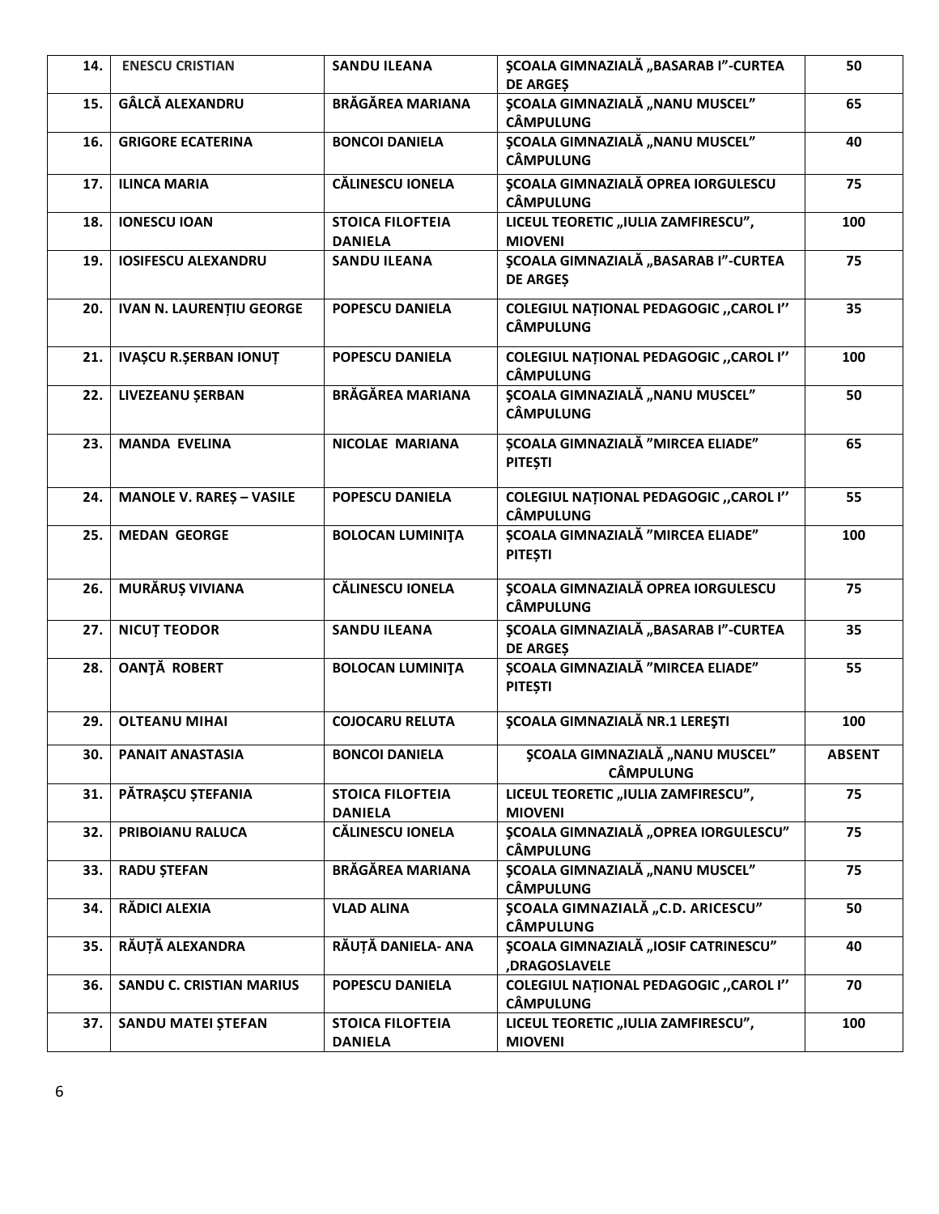| 14. | ENESCU CRISTIAN | SANDU ILEANA | ŞCOALA GIMNAZIALĂ „BASARAB I”-CURTEA DE ARGEȘ | 50 |
|---|---|---|---|---|
| 15. | GÂLCĂ ALEXANDRU | BRĂGĂREA MARIANA | ŞCOALA GIMNAZIALĂ „NANU MUSCEL” CÂMPULUNG | 65 |
| 16. | GRIGORE ECATERINA | BONCOI DANIELA | ŞCOALA GIMNAZIALĂ „NANU MUSCEL” CÂMPULUNG | 40 |
| 17. | ILINCA MARIA | CĂLINESCU IONELA | ŞCOALA GIMNAZIALĂ OPREA IORGULESCU CÂMPULUNG | 75 |
| 18. | IONESCU IOAN | STOICA FILOFTEIA DANIELA | LICEUL TEORETIC „IULIA ZAMFIRESCU”, MIOVENI | 100 |
| 19. | IOSIFESCU ALEXANDRU | SANDU ILEANA | ŞCOALA GIMNAZIALĂ „BASARAB I”-CURTEA DE ARGEȘ | 75 |
| 20. | IVAN N. LAURENȚIU GEORGE | POPESCU DANIELA | COLEGIUL NAȚIONAL PEDAGOGIC ,,CAROL I’’ CÂMPULUNG | 35 |
| 21. | IVAȘCU R.ȘERBAN IONUȚ | POPESCU DANIELA | COLEGIUL NAȚIONAL PEDAGOGIC ,,CAROL I’’ CÂMPULUNG | 100 |
| 22. | LIVEZEANU ȘERBAN | BRĂGĂREA MARIANA | ŞCOALA GIMNAZIALĂ „NANU MUSCEL” CÂMPULUNG | 50 |
| 23. | MANDA EVELINA | NICOLAE MARIANA | ŞCOALA GIMNAZIALĂ ”MIRCEA ELIADE” PITEȘTI | 65 |
| 24. | MANOLE V. RAREȘ – VASILE | POPESCU DANIELA | COLEGIUL NAȚIONAL PEDAGOGIC ,,CAROL I’’ CÂMPULUNG | 55 |
| 25. | MEDAN GEORGE | BOLOCAN LUMINIŢA | ŞCOALA GIMNAZIALĂ ”MIRCEA ELIADE” PITEȘTI | 100 |
| 26. | MURĂRUȘ VIVIANA | CĂLINESCU IONELA | ŞCOALA GIMNAZIALĂ OPREA IORGULESCU CÂMPULUNG | 75 |
| 27. | NICUȚ TEODOR | SANDU ILEANA | ŞCOALA GIMNAZIALĂ „BASARAB I”-CURTEA DE ARGEȘ | 35 |
| 28. | OANŢĂ ROBERT | BOLOCAN LUMINIŢA | ŞCOALA GIMNAZIALĂ ”MIRCEA ELIADE” PITEȘTI | 55 |
| 29. | OLTEANU MIHAI | COJOCARU RELUTA | ŞCOALA GIMNAZIALĂ NR.1 LEREŞTI | 100 |
| 30. | PANAIT ANASTASIA | BONCOI DANIELA | ŞCOALA GIMNAZIALĂ „NANU MUSCEL” CÂMPULUNG | ABSENT |
| 31. | PĂTRAȘCU ȘTEFANIA | STOICA FILOFTEIA DANIELA | LICEUL TEORETIC „IULIA ZAMFIRESCU”, MIOVENI | 75 |
| 32. | PRIBOIANU RALUCA | CĂLINESCU IONELA | ŞCOALA GIMNAZIALĂ „OPREA IORGULESCU” CÂMPULUNG | 75 |
| 33. | RADU ȘTEFAN | BRĂGĂREA MARIANA | ŞCOALA GIMNAZIALĂ „NANU MUSCEL” CÂMPULUNG | 75 |
| 34. | RĂDICI ALEXIA | VLAD ALINA | ŞCOALA GIMNAZIALĂ „C.D. ARICESCU” CÂMPULUNG | 50 |
| 35. | RĂUȚĂ ALEXANDRA | RĂUȚĂ DANIELA- ANA | ŞCOALA GIMNAZIALĂ „IOSIF CATRINESCU” ,DRAGOSLAVELE | 40 |
| 36. | SANDU C. CRISTIAN MARIUS | POPESCU DANIELA | COLEGIUL NAȚIONAL PEDAGOGIC ,,CAROL I’’ CÂMPULUNG | 70 |
| 37. | SANDU MATEI ȘTEFAN | STOICA FILOFTEIA DANIELA | LICEUL TEORETIC „IULIA ZAMFIRESCU”, MIOVENI | 100 |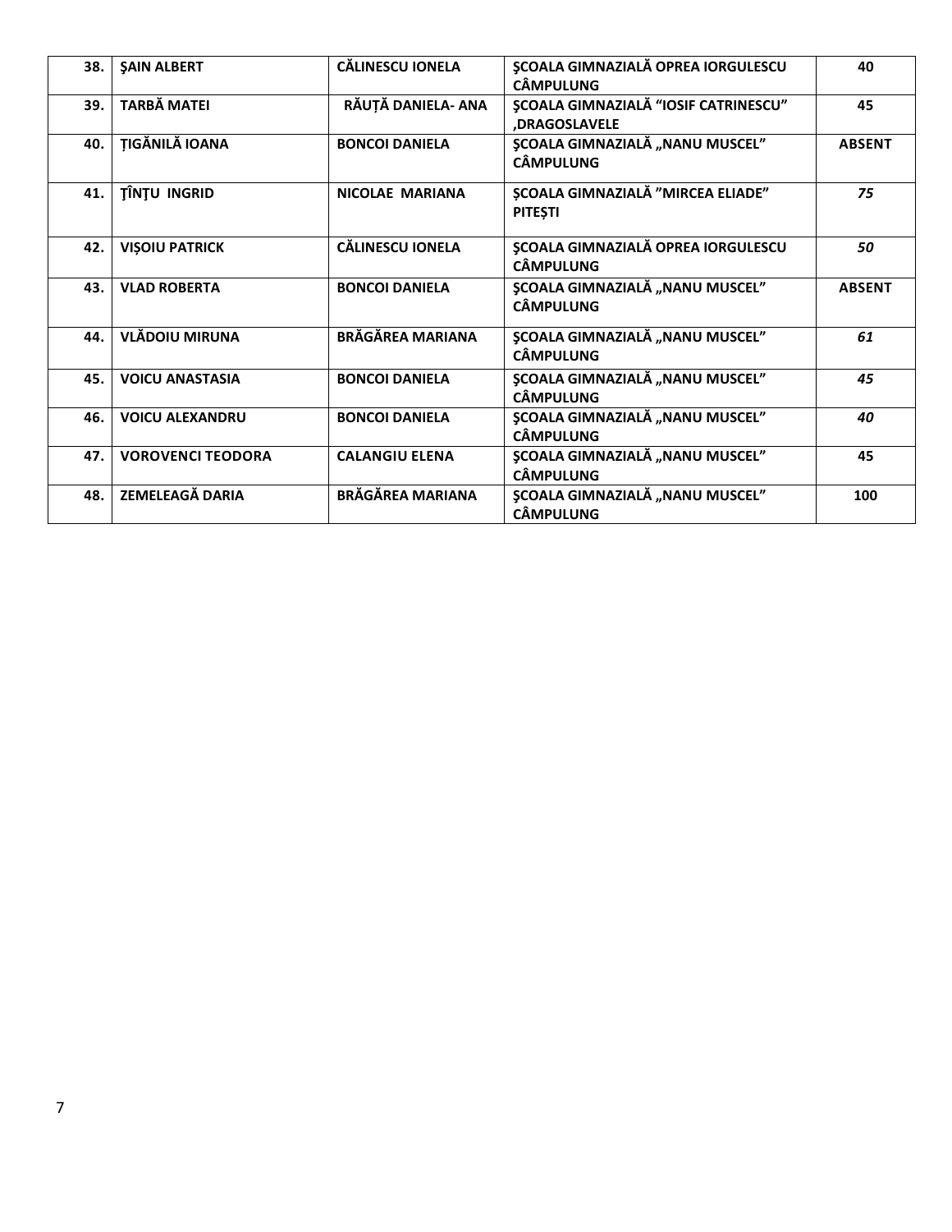| | | | | |
|---|---|---|---|---|
| **38.** | **ŞAIN ALBERT** | **CĂLINESCU IONELA** | **ŞCOALA GIMNAZIALĂ OPREA IORGULESCU CÂMPULUNG** | **40** |
| **39.** | **TARBĂ MATEI** | **RĂUȚĂ DANIELA- ANA** | **ŞCOALA GIMNAZIALĂ "IOSIF CATRINESCU" ,DRAGOSLAVELE** | **45** |
| **40.** | **ȚIGĂNILĂ IOANA** | **BONCOI DANIELA** | **ŞCOALA GIMNAZIALĂ „NANU MUSCEL" CÂMPULUNG** | **ABSENT** |
| **41.** | **ŢÎNŢU INGRID** | **NICOLAE MARIANA** | **ŞCOALA GIMNAZIALĂ "MIRCEA ELIADE" PITEȘTI** | ***75*** |
| **42.** | **VIȘOIU PATRICK** | **CĂLINESCU IONELA** | **ŞCOALA GIMNAZIALĂ OPREA IORGULESCU CÂMPULUNG** | ***50*** |
| **43.** | **VLAD ROBERTA** | **BONCOI DANIELA** | **ŞCOALA GIMNAZIALĂ „NANU MUSCEL" CÂMPULUNG** | **ABSENT** |
| **44.** | **VLĂDOIU MIRUNA** | **BRĂGĂREA MARIANA** | **ŞCOALA GIMNAZIALĂ „NANU MUSCEL" CÂMPULUNG** | ***61*** |
| **45.** | **VOICU ANASTASIA** | **BONCOI DANIELA** | **ŞCOALA GIMNAZIALĂ „NANU MUSCEL" CÂMPULUNG** | ***45*** |
| **46.** | **VOICU ALEXANDRU** | **BONCOI DANIELA** | **ŞCOALA GIMNAZIALĂ „NANU MUSCEL" CÂMPULUNG** | ***40*** |
| **47.** | **VOROVENCI TEODORA** | **CALANGIU ELENA** | **ŞCOALA GIMNAZIALĂ „NANU MUSCEL" CÂMPULUNG** | **45** |
| **48.** | **ZEMELEAGĂ DARIA** | **BRĂGĂREA MARIANA** | **ŞCOALA GIMNAZIALĂ „NANU MUSCEL" CÂMPULUNG** | **100** |